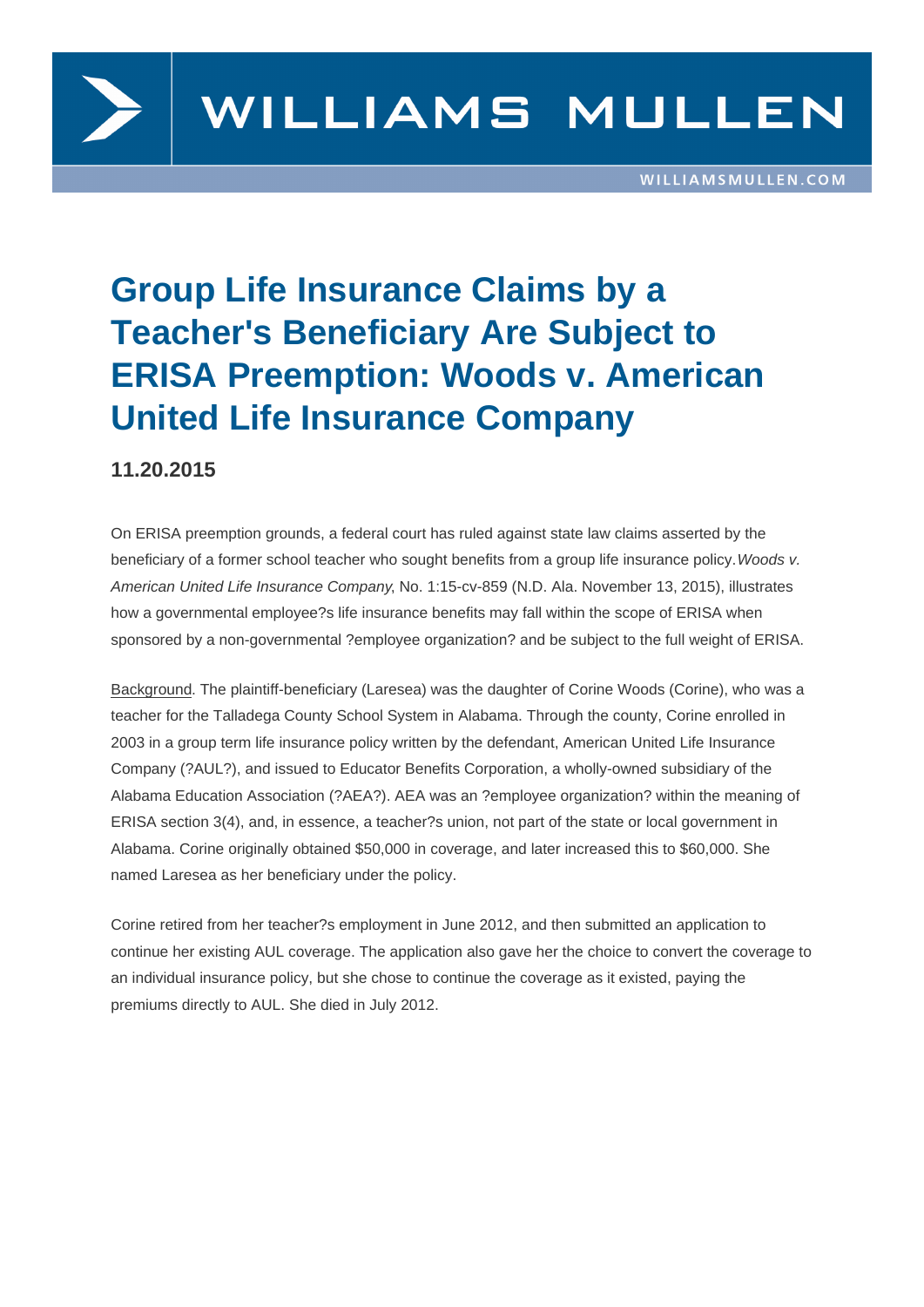# Group Life Insurance Claims by a Teacher's Beneficiary Are Subject to ERISA Preemption: Woods v. American United Life Insurance Company

**11.20.2015**

On ERISA preemption grounds, a federal court has ruled against state law claims asserted by the beneficiary of a former school teacher who sought benefits from a group life insurance policy. *Woods v. American United Life Insurance Company*, No. 1:15-cv-859 (N.D. Ala. November 13, 2015), illustrates how a governmental employee?s life insurance benefits may fall within the scope of ERISA when sponsored by a non-governmental ?employee organization? and be subject to the full weight of ERISA.

Background. The plaintiff-beneficiary (Laresea) was the daughter of Corine Woods (Corine), who was a teacher for the Talladega County School System in Alabama. Through the county, Corine enrolled in 2003 in a group term life insurance policy written by the defendant, American United Life Insurance Company (?AUL?), and issued to Educator Benefits Corporation, a wholly-owned subsidiary of the Alabama Education Association (?AEA?). AEA was an ?employee organization? within the meaning of ERISA section 3(4), and, in essence, a teacher?s union, not part of the state or local government in Alabama. Corine originally obtained $50,000 in coverage, and later increased this to $60,000. She named Laresea as her beneficiary under the policy.

Corine retired from her teacher?s employment in June 2012, and then submitted an application to continue her existing AUL coverage. The application also gave her the choice to convert the coverage to an individual insurance policy, but she chose to continue the coverage as it existed, paying the premiums directly to AUL. She died in July 2012.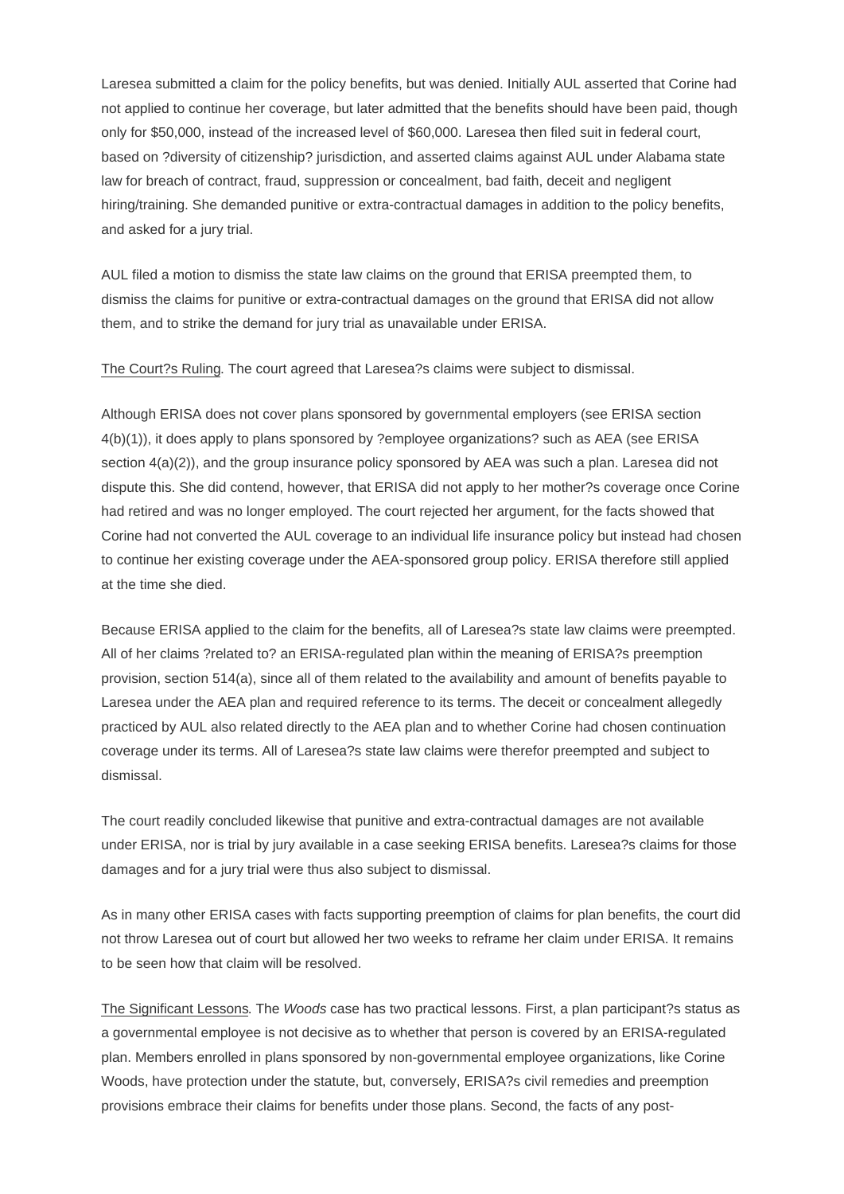Laresea submitted a claim for the policy benefits, but was denied. Initially AUL asserted that Corine had not applied to continue her coverage, but later admitted that the benefits should have been paid, though only for $50,000, instead of the increased level of $60,000. Laresea then filed suit in federal court, based on ?diversity of citizenship? jurisdiction, and asserted claims against AUL under Alabama state law for breach of contract, fraud, suppression or concealment, bad faith, deceit and negligent hiring/training. She demanded punitive or extra-contractual damages in addition to the policy benefits, and asked for a jury trial.

AUL filed a motion to dismiss the state law claims on the ground that ERISA preempted them, to dismiss the claims for punitive or extra-contractual damages on the ground that ERISA did not allow them, and to strike the demand for jury trial as unavailable under ERISA.

The Court?s Ruling. The court agreed that Laresea?s claims were subject to dismissal.

Although ERISA does not cover plans sponsored by governmental employers (see ERISA section 4(b)(1)), it does apply to plans sponsored by ?employee organizations? such as AEA (see ERISA section 4(a)(2)), and the group insurance policy sponsored by AEA was such a plan. Laresea did not dispute this. She did contend, however, that ERISA did not apply to her mother?s coverage once Corine had retired and was no longer employed. The court rejected her argument, for the facts showed that Corine had not converted the AUL coverage to an individual life insurance policy but instead had chosen to continue her existing coverage under the AEA-sponsored group policy. ERISA therefore still applied at the time she died.

Because ERISA applied to the claim for the benefits, all of Laresea?s state law claims were preempted. All of her claims ?related to? an ERISA-regulated plan within the meaning of ERISA?s preemption provision, section 514(a), since all of them related to the availability and amount of benefits payable to Laresea under the AEA plan and required reference to its terms. The deceit or concealment allegedly practiced by AUL also related directly to the AEA plan and to whether Corine had chosen continuation coverage under its terms. All of Laresea?s state law claims were therefor preempted and subject to dismissal.

The court readily concluded likewise that punitive and extra-contractual damages are not available under ERISA, nor is trial by jury available in a case seeking ERISA benefits. Laresea?s claims for those damages and for a jury trial were thus also subject to dismissal.

As in many other ERISA cases with facts supporting preemption of claims for plan benefits, the court did not throw Laresea out of court but allowed her two weeks to reframe her claim under ERISA. It remains to be seen how that claim will be resolved.

The Significant Lessons. The *Woods* case has two practical lessons. First, a plan participant?s status as a governmental employee is not decisive as to whether that person is covered by an ERISA-regulated plan. Members enrolled in plans sponsored by non-governmental employee organizations, like Corine Woods, have protection under the statute, but, conversely, ERISA?s civil remedies and preemption provisions embrace their claims for benefits under those plans. Second, the facts of any post-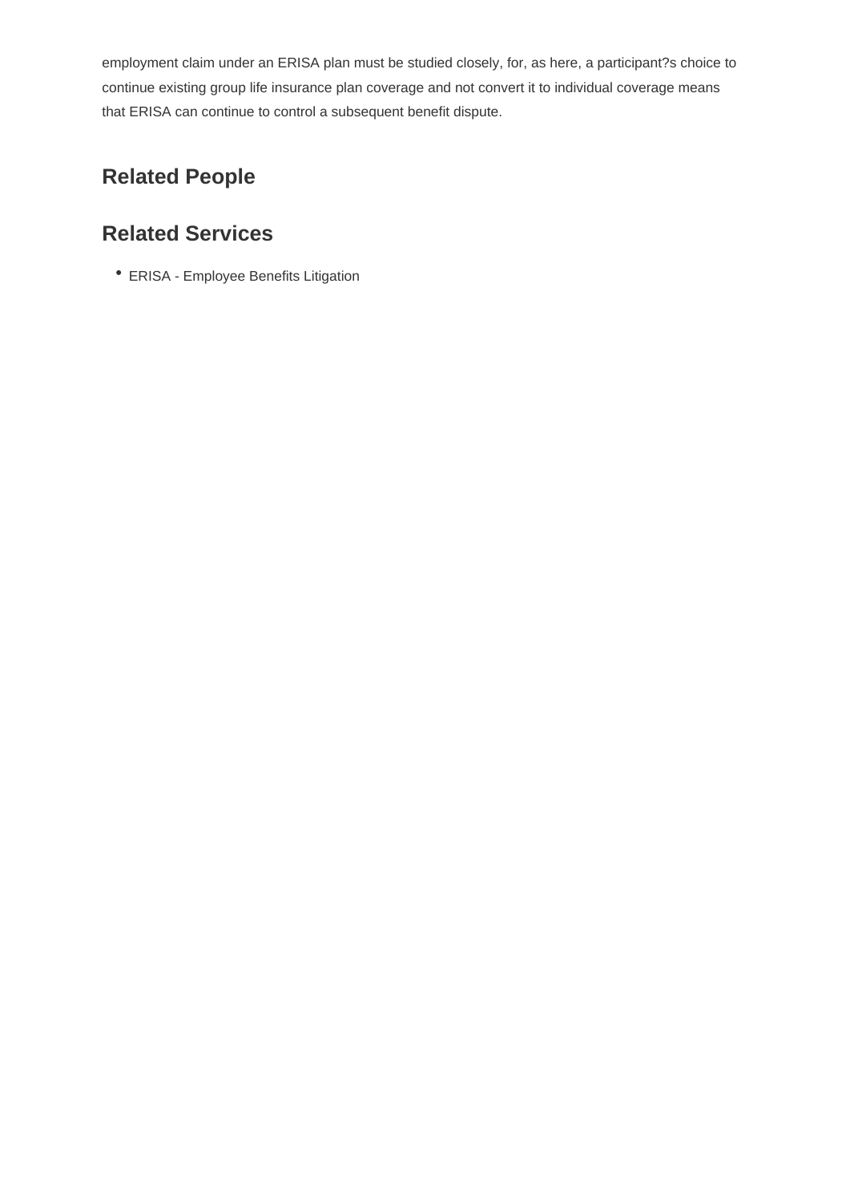employment claim under an ERISA plan must be studied closely, for, as here, a participant?s choice to continue existing group life insurance plan coverage and not convert it to individual coverage means that ERISA can continue to control a subsequent benefit dispute.

## Related People

## Related Services

- ERISA - Employee Benefits Litigation